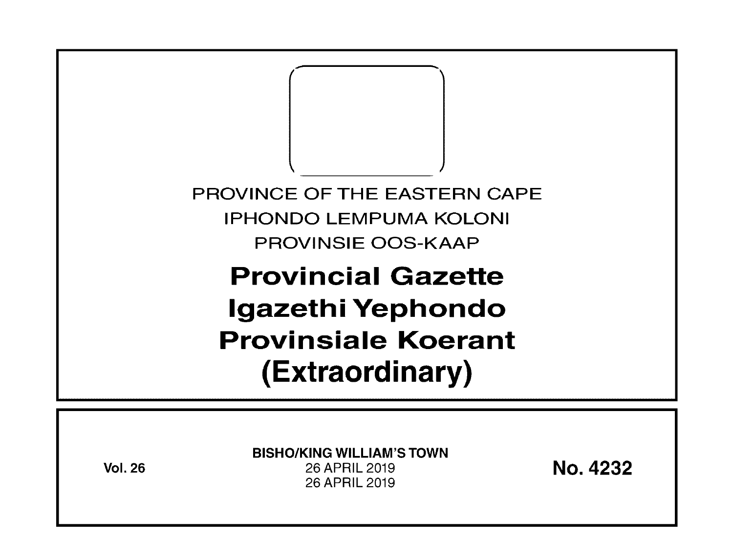PROVINCE OF THE EASTERN CAPE

IPHONDO LEMPUMA KOLONI

PROVINSIE OOS-KAAP

# Provincial Gazette
# Igazethi Yephondo
# Provinsiale Koerant
# (Extraordinary)

**Vol. 26**

**BISHO/KING WILLIAM'S TOWN**

26 APRIL 2019

26 APRIL 2019

**No. 4232**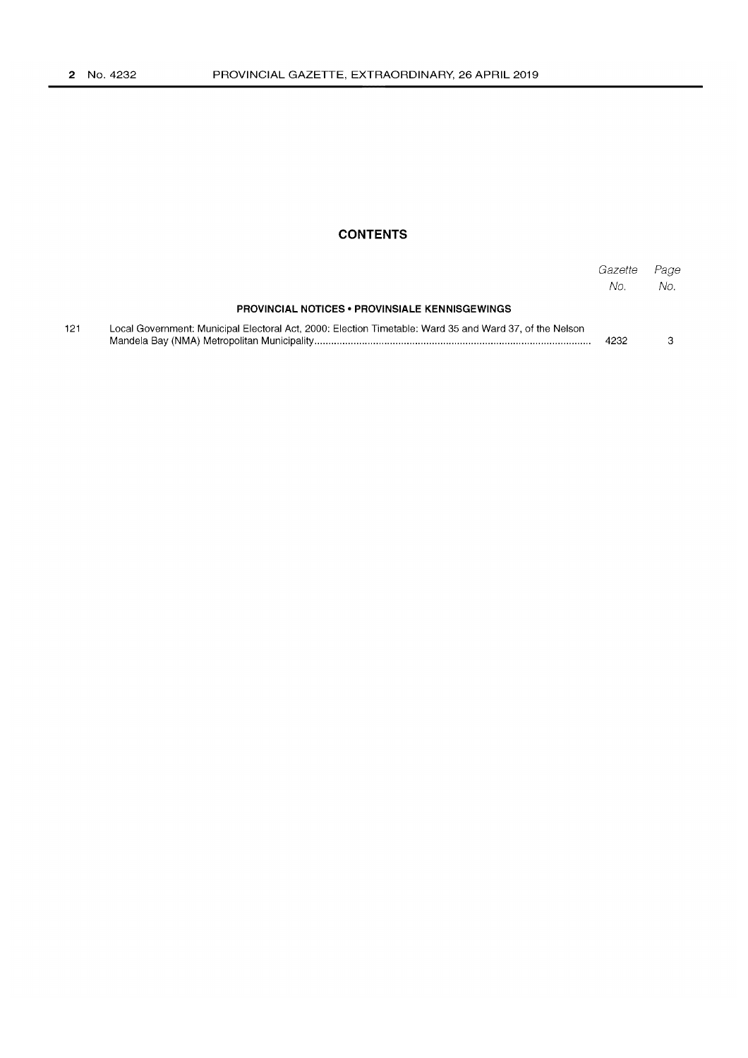## CONTENTS

| | | Gazette No. | Page No. |
|---|---|---|---|
| | **PROVINCIAL NOTICES • PROVINSIALE KENNISGEWINGS** | | |
| 121 | Local Government: Municipal Electoral Act, 2000: Election Timetable: Ward 35 and Ward 37, of the Nelson Mandela Bay (NMA) Metropolitan Municipality | 4232 | 3 |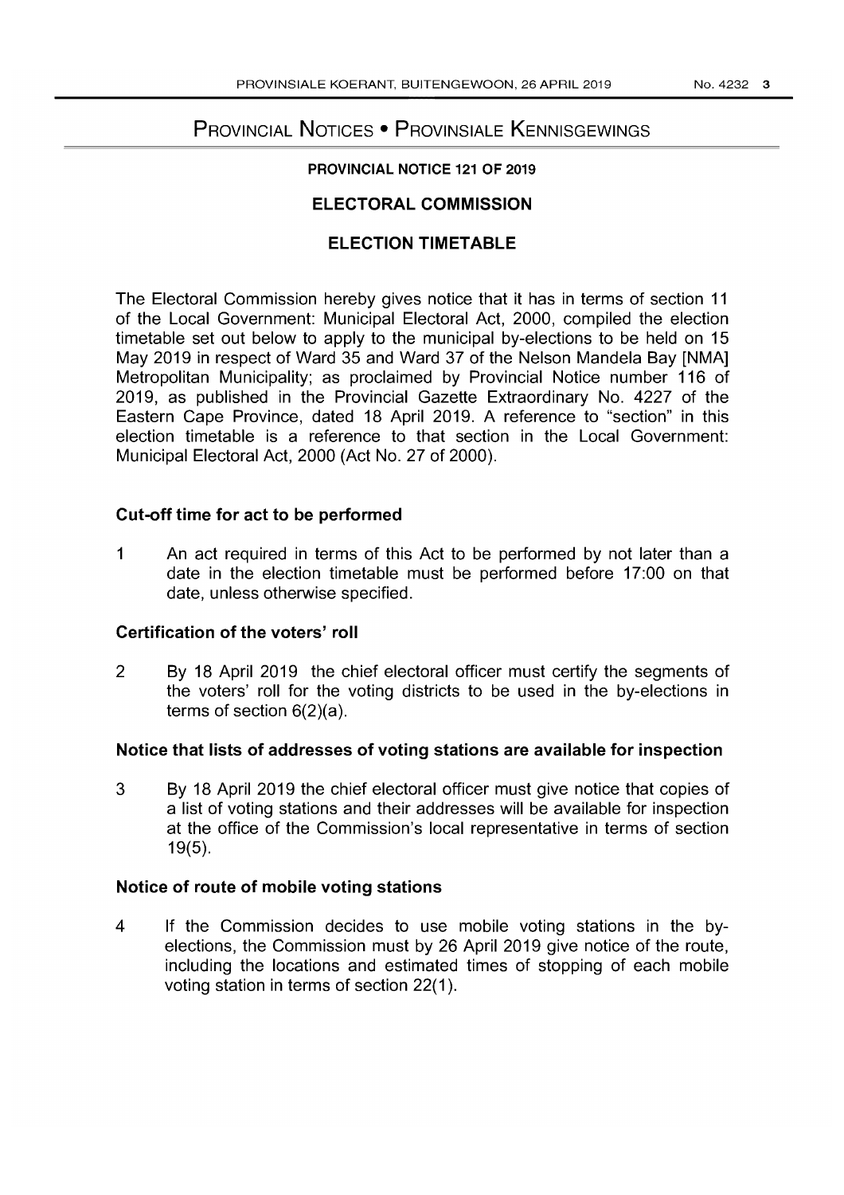# Provincial Notices • Provinsiale Kennisgewings

## PROVINCIAL NOTICE 121 OF 2019

## ELECTORAL COMMISSION

## ELECTION TIMETABLE

The Electoral Commission hereby gives notice that it has in terms of section 11 of the Local Government: Municipal Electoral Act, 2000, compiled the election timetable set out below to apply to the municipal by-elections to be held on 15 May 2019 in respect of Ward 35 and Ward 37 of the Nelson Mandela Bay [NMA] Metropolitan Municipality; as proclaimed by Provincial Notice number 116 of 2019, as published in the Provincial Gazette Extraordinary No. 4227 of the Eastern Cape Province, dated 18 April 2019. A reference to "section" in this election timetable is a reference to that section in the Local Government: Municipal Electoral Act, 2000 (Act No. 27 of 2000).

### Cut-off time for act to be performed

1 An act required in terms of this Act to be performed by not later than a date in the election timetable must be performed before 17:00 on that date, unless otherwise specified.

### Certification of the voters' roll

2 By 18 April 2019 the chief electoral officer must certify the segments of the voters' roll for the voting districts to be used in the by-elections in terms of section 6(2)(a).

### Notice that lists of addresses of voting stations are available for inspection

3 By 18 April 2019 the chief electoral officer must give notice that copies of a list of voting stations and their addresses will be available for inspection at the office of the Commission's local representative in terms of section 19(5).

### Notice of route of mobile voting stations

4 If the Commission decides to use mobile voting stations in the by-elections, the Commission must by 26 April 2019 give notice of the route, including the locations and estimated times of stopping of each mobile voting station in terms of section 22(1).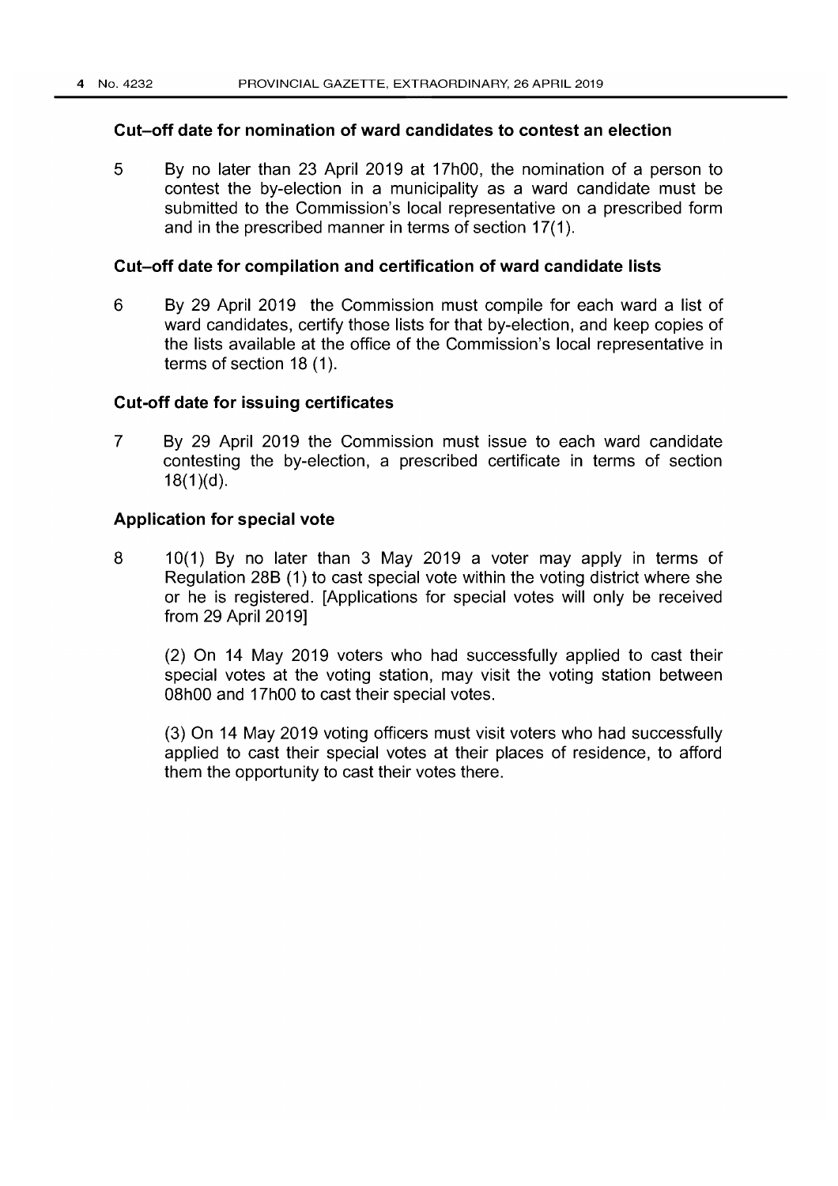### Cut–off date for nomination of ward candidates to contest an election

5 By no later than 23 April 2019 at 17h00, the nomination of a person to contest the by-election in a municipality as a ward candidate must be submitted to the Commission's local representative on a prescribed form and in the prescribed manner in terms of section 17(1).

### Cut–off date for compilation and certification of ward candidate lists

6 By 29 April 2019 the Commission must compile for each ward a list of ward candidates, certify those lists for that by-election, and keep copies of the lists available at the office of the Commission's local representative in terms of section 18 (1).

### Cut-off date for issuing certificates

7 By 29 April 2019 the Commission must issue to each ward candidate contesting the by-election, a prescribed certificate in terms of section 18(1)(d).

### Application for special vote

8 10(1) By no later than 3 May 2019 a voter may apply in terms of Regulation 28B (1) to cast special vote within the voting district where she or he is registered. [Applications for special votes will only be received from 29 April 2019]

(2) On 14 May 2019 voters who had successfully applied to cast their special votes at the voting station, may visit the voting station between 08h00 and 17h00 to cast their special votes.

(3) On 14 May 2019 voting officers must visit voters who had successfully applied to cast their special votes at their places of residence, to afford them the opportunity to cast their votes there.